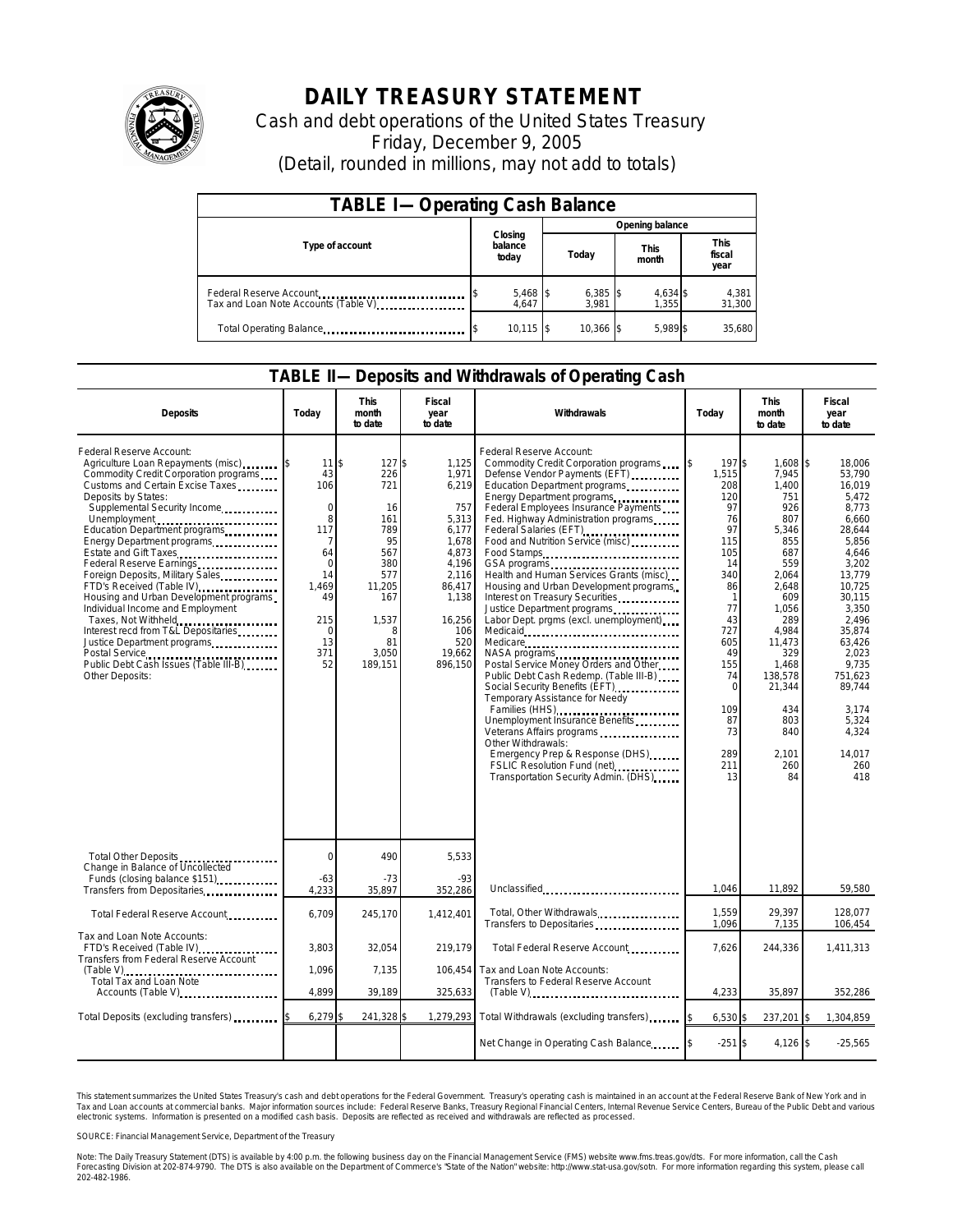# DAILY TREASURY STATEMENT

Cash and debt operations of the United States Treasury

Friday, December 9, 2005

(Detail, rounded in millions, may not add to totals)

## TABLE I— Operating Cash Balance

| Type of account | Closing balance today | Opening balance Today | Opening balance This month | Opening balance This fiscal year |
|---|---|---|---|---|
| Federal Reserve Account | $ 5,468 | $ 6,385 | $ 4,634 | $ 4,381 |
| Tax and Loan Note Accounts (Table V) | 4,647 | 3,981 | 1,355 | 31,300 |
| Total Operating Balance | $ 10,115 | $ 10,366 | $ 5,989 | $ 35,680 |

## TABLE II— Deposits and Withdrawals of Operating Cash

| Deposits | Today | This month to date | Fiscal year to date | Withdrawals | Today | This month to date | Fiscal year to date |
|---|---|---|---|---|---|---|---|
| Federal Reserve Account: | | | | Federal Reserve Account: | | | |
| Agriculture Loan Repayments (misc) | $ 11 | $ 127 | $ 1,125 | Commodity Credit Corporation programs | $ 197 | $ 1,608 | $ 18,006 |
| Commodity Credit Corporation programs | 43 | 226 | 1,971 | Defense Vendor Payments (EFT) | 1,515 | 7,945 | 53,790 |
| Customs and Certain Excise Taxes | 106 | 721 | 6,219 | Education Department programs | 208 | 1,400 | 16,019 |
| Deposits by States: | | | | Energy Department programs | 120 | 751 | 5,472 |
| Supplemental Security Income | 0 | 16 | 757 | Federal Employees Insurance Payments | 97 | 926 | 8,773 |
| Unemployment | 8 | 161 | 5,313 | Fed. Highway Administration programs | 76 | 807 | 6,660 |
| Education Department programs | 117 | 789 | 6,177 | Federal Salaries (EFT) | 97 | 5,346 | 28,644 |
| Energy Department programs | 7 | 95 | 1,678 | Food and Nutrition Service (misc) | 115 | 855 | 5,856 |
| Estate and Gift Taxes | 64 | 567 | 4,873 | Food Stamps | 105 | 687 | 4,646 |
| Federal Reserve Earnings | 0 | 380 | 4,196 | GSA programs | 14 | 559 | 3,202 |
| Foreign Deposits, Military Sales | 14 | 577 | 2,116 | Health and Human Services Grants (misc) | 340 | 2,064 | 13,779 |
| FTD's Received (Table IV) | 1,469 | 11,205 | 86,417 | Housing and Urban Development programs | 86 | 2,648 | 10,725 |
| Housing and Urban Development programs | 49 | 167 | 1,138 | Interest on Treasury Securities | 1 | 609 | 30,115 |
| Individual Income and Employment | | | | Justice Department programs | 77 | 1,056 | 3,350 |
| Taxes, Not Withheld | 215 | 1,537 | 16,256 | Labor Dept. prgms (excl. unemployment) | 43 | 289 | 2,496 |
| Interest recd from T&L Depositaries | 0 | 8 | 106 | Medicaid | 727 | 4,984 | 35,874 |
| Justice Department programs | 13 | 81 | 520 | Medicare | 605 | 11,473 | 63,426 |
| Postal Service | 371 | 3,050 | 19,662 | NASA programs | 49 | 329 | 2,023 |
| Public Debt Cash Issues (Table III-B) | 52 | 189,151 | 896,150 | Postal Service Money Orders and Other | 155 | 1,468 | 9,735 |
| Other Deposits: | | | | Public Debt Cash Redemp. (Table III-B) | 74 | 138,578 | 751,623 |
| | | | | Social Security Benefits (EFT) | 0 | 21,344 | 89,744 |
| | | | | Temporary Assistance for Needy Families (HHS) | 109 | 434 | 3,174 |
| | | | | Unemployment Insurance Benefits | 87 | 803 | 5,324 |
| | | | | Veterans Affairs programs | 73 | 840 | 4,324 |
| | | | | Other Withdrawals: | | | |
| | | | | Emergency Prep & Response (DHS) | 289 | 2,101 | 14,017 |
| | | | | FSLIC Resolution Fund (net) | 211 | 260 | 260 |
| | | | | Transportation Security Admin. (DHS) | 13 | 84 | 418 |
| Total Other Deposits | 0 | 490 | 5,533 | | | | |
| Change in Balance of Uncollected Funds (closing balance $151) | -63 | -73 | -93 | | | | |
| Transfers from Depositaries | 4,233 | 35,897 | 352,286 | Unclassified | 1,046 | 11,892 | 59,580 |
| Total Federal Reserve Account | 6,709 | 245,170 | 1,412,401 | Total, Other Withdrawals | 1,559 | 29,397 | 128,077 |
| | | | | Transfers to Depositaries | 1,096 | 7,135 | 106,454 |
| Tax and Loan Note Accounts: | | | | | | | |
| FTD's Received (Table IV) | 3,803 | 32,054 | 219,179 | Total Federal Reserve Account | 7,626 | 244,336 | 1,411,313 |
| Transfers from Federal Reserve Account (Table V) | 1,096 | 7,135 | 106,454 | Tax and Loan Note Accounts: | | | |
| Total Tax and Loan Note Accounts (Table V) | 4,899 | 39,189 | 325,633 | Transfers to Federal Reserve Account (Table V) | 4,233 | 35,897 | 352,286 |
| Total Deposits (excluding transfers) | $ 6,279 | $ 241,328 | $ 1,279,293 | Total Withdrawals (excluding transfers) | $ 6,530 | $ 237,201 | $ 1,304,859 |
| | | | | Net Change in Operating Cash Balance | $ -251 | $ 4,126 | $ -25,565 |

This statement summarizes the United States Treasury's cash and debt operations for the Federal Government. Treasury's operating cash is maintained in an account at the Federal Reserve Bank of New York and in Tax and Loan accounts at commercial banks. Major information sources include: Federal Reserve Banks, Treasury Regional Financial Centers, Internal Revenue Service Centers, Bureau of the Public Debt and various electronic systems. Information is presented on a modified cash basis. Deposits are reflected as received and withdrawals are reflected as processed.

SOURCE: Financial Management Service, Department of the Treasury

Note: The Daily Treasury Statement (DTS) is available by 4:00 p.m. the following business day on the Financial Management Service (FMS) website www.fms.treas.gov/dts. For more information, call the Cash Forecasting Division at 202-874-9790. The DTS is also available on the Department of Commerce's "State of the Nation" website: http://www.stat-usa.gov/sotn. For more information regarding this system, please call 202-482-1986.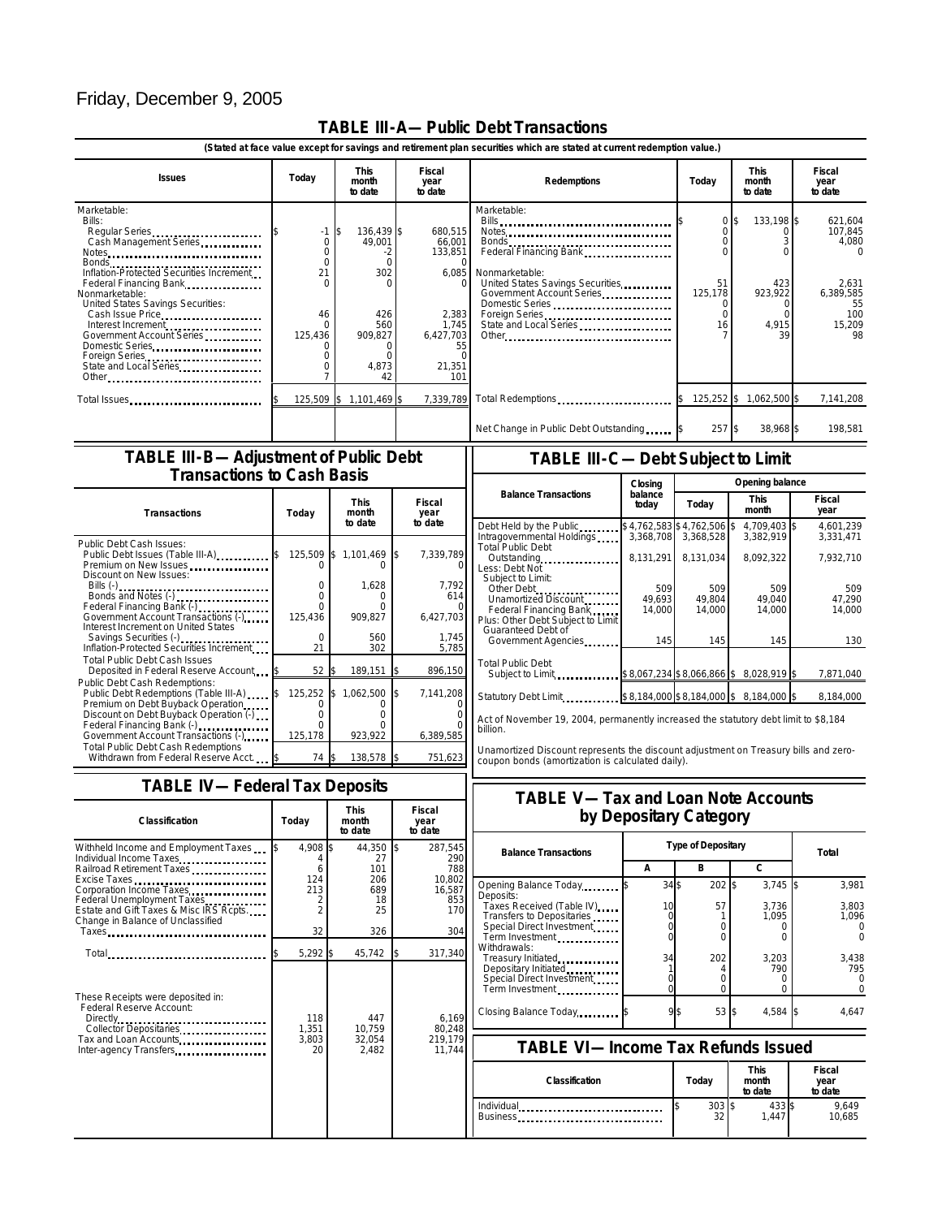Friday, December 9, 2005

## TABLE III-A— Public Debt Transactions

(Stated at face value except for savings and retirement plan securities which are stated at current redemption value.)

| Issues | Today | This month to date | Fiscal year to date | Redemptions | Today | This month to date | Fiscal year to date |
|---|---|---|---|---|---|---|---|
| Marketable: | | | | Marketable: | | | |
| Bills: | | | | Bills | $ 0 | $ 133,198 | $ 621,604 |
| Regular Series | $ -1 | $ 136,439 | $ 680,515 | Notes | 0 | 0 | 107,845 |
| Cash Management Series | 0 | 49,001 | 66,001 | Bonds | 0 | 3 | 4,080 |
| Notes | 0 | -2 | 133,851 | Federal Financing Bank | 0 | 0 | 0 |
| Bonds | 0 | 0 | 0 | | | | |
| Inflation-Protected Securities Increment | 21 | 302 | 6,085 | Nonmarketable: | | | |
| Federal Financing Bank | 0 | 0 | 0 | United States Savings Securities | 51 | 423 | 2,631 |
| Nonmarketable: | | | | Government Account Series | 125,178 | 923,922 | 6,389,585 |
| United States Savings Securities: | | | | Domestic Series | 0 | 0 | 55 |
| Cash Issue Price | 46 | 426 | 2,383 | Foreign Series | 0 | 0 | 100 |
| Interest Increment | 0 | 560 | 1,745 | State and Local Series | 16 | 4,915 | 15,209 |
| Government Account Series | 125,436 | 909,827 | 6,427,703 | Other | 7 | 39 | 98 |
| Domestic Series | 0 | 0 | 55 | | | | |
| Foreign Series | 0 | 0 | 0 | | | | |
| State and Local Series | 0 | 4,873 | 21,351 | | | | |
| Other | 7 | 42 | 101 | | | | |
| Total Issues | $ 125,509 | $ 1,101,469 | $ 7,339,789 | Total Redemptions | $ 125,252 | $ 1,062,500 | $ 7,141,208 |
| | | | | Net Change in Public Debt Outstanding | $ 257 | $ 38,968 | $ 198,581 |

## TABLE III-B— Adjustment of Public Debt Transactions to Cash Basis

| Transactions | Today | This month to date | Fiscal year to date |
|---|---|---|---|
| Public Debt Cash Issues: | | | |
| Public Debt Issues (Table III-A) | $ 125,509 | $ 1,101,469 | $ 7,339,789 |
| Premium on New Issues | 0 | 0 | 0 |
| Discount on New Issues: | | | |
| Bills (-) | 0 | 1,628 | 7,792 |
| Bonds and Notes (-) | 0 | 0 | 614 |
| Federal Financing Bank (-) | 0 | 0 | 0 |
| Government Account Transactions (-) | 125,436 | 909,827 | 6,427,703 |
| Interest Increment on United States Savings Securities (-) | 0 | 560 | 1,745 |
| Inflation-Protected Securities Increment | 21 | 302 | 5,785 |
| Total Public Debt Cash Issues Deposited in Federal Reserve Account | $ 52 | $ 189,151 | $ 896,150 |
| Public Debt Cash Redemptions: | | | |
| Public Debt Redemptions (Table III-A) | $ 125,252 | $ 1,062,500 | $ 7,141,208 |
| Premium on Debt Buyback Operation | 0 | 0 | 0 |
| Discount on Debt Buyback Operation (-) | 0 | 0 | 0 |
| Federal Financing Bank (-) | 0 | 0 | 0 |
| Government Account Transactions (-) | 125,178 | 923,922 | 6,389,585 |
| Total Public Debt Cash Redemptions Withdrawn from Federal Reserve Acct. | $ 74 | $ 138,578 | $ 751,623 |

## TABLE III-C— Debt Subject to Limit

| Balance Transactions | Closing balance today | Opening balance | | |
|---|---|---|---|---|
| | | Today | This month | Fiscal year |
| Debt Held by the Public | $ 4,762,583 | $ 4,762,506 | $ 4,709,403 | $ 4,601,239 |
| Intragovernmental Holdings | 3,368,708 | 3,368,528 | 3,382,919 | 3,331,471 |
| Total Public Debt Outstanding | 8,131,291 | 8,131,034 | 8,092,322 | 7,932,710 |
| Less: Debt Not Subject to Limit: | | | | |
| Other Debt | 509 | 509 | 509 | 509 |
| Unamortized Discount | 49,693 | 49,804 | 49,040 | 47,290 |
| Federal Financing Bank | 14,000 | 14,000 | 14,000 | 14,000 |
| Plus: Other Debt Subject to Limit Guaranteed Debt of Government Agencies | 145 | 145 | 145 | 130 |
| Total Public Debt Subject to Limit | $ 8,067,234 | $ 8,066,866 | $ 8,028,919 | $ 7,871,040 |
| Statutory Debt Limit | $ 8,184,000 | $ 8,184,000 | $ 8,184,000 | $ 8,184,000 |

Act of November 19, 2004, permanently increased the statutory debt limit to $8,184 billion.

Unamortized Discount represents the discount adjustment on Treasury bills and zero-coupon bonds (amortization is calculated daily).

## TABLE IV— Federal Tax Deposits

| Classification | Today | This month to date | Fiscal year to date |
|---|---|---|---|
| Withheld Income and Employment Taxes | $ 4,908 | $ 44,350 | $ 287,545 |
| Individual Income Taxes | 4 | 27 | 290 |
| Railroad Retirement Taxes | 6 | 101 | 788 |
| Excise Taxes | 124 | 206 | 10,802 |
| Corporation Income Taxes | 213 | 689 | 16,587 |
| Federal Unemployment Taxes | 2 | 18 | 853 |
| Estate and Gift Taxes & Misc IRS Rcpts. | 2 | 25 | 170 |
| Change in Balance of Unclassified Taxes | 32 | 326 | 304 |
| Total | $ 5,292 | $ 45,742 | $ 317,340 |
| These Receipts were deposited in: | | | |
| Federal Reserve Account: | | | |
| Directly | 118 | 447 | 6,169 |
| Collector Depositaries | 1,351 | 10,759 | 80,248 |
| Tax and Loan Accounts | 3,803 | 32,054 | 219,179 |
| Inter-agency Transfers | 20 | 2,482 | 11,744 |

## TABLE V— Tax and Loan Note Accounts by Depositary Category

| Balance Transactions | Type of Depositary | | | Total |
|---|---|---|---|---|
| | A | B | C | |
| Opening Balance Today | $ 34 | $ 202 | $ 3,745 | $ 3,981 |
| Deposits: | | | | |
| Taxes Received (Table IV) | 10 | 57 | 3,736 | 3,803 |
| Transfers to Depositaries | 0 | 1 | 1,095 | 1,096 |
| Special Direct Investment | 0 | 0 | 0 | 0 |
| Term Investment | 0 | 0 | 0 | 0 |
| Withdrawals: | | | | |
| Treasury Initiated | 34 | 202 | 3,203 | 3,438 |
| Depositary Initiated | 1 | 4 | 790 | 795 |
| Special Direct Investment | 0 | 0 | 0 | 0 |
| Term Investment | 0 | 0 | 0 | 0 |
| Closing Balance Today | $ 9 | $ 53 | $ 4,584 | $ 4,647 |

## TABLE VI— Income Tax Refunds Issued

| Classification | Today | This month to date | Fiscal year to date |
|---|---|---|---|
| Individual | $ 303 | $ 433 | $ 9,649 |
| Business | 32 | 1,447 | 10,685 |